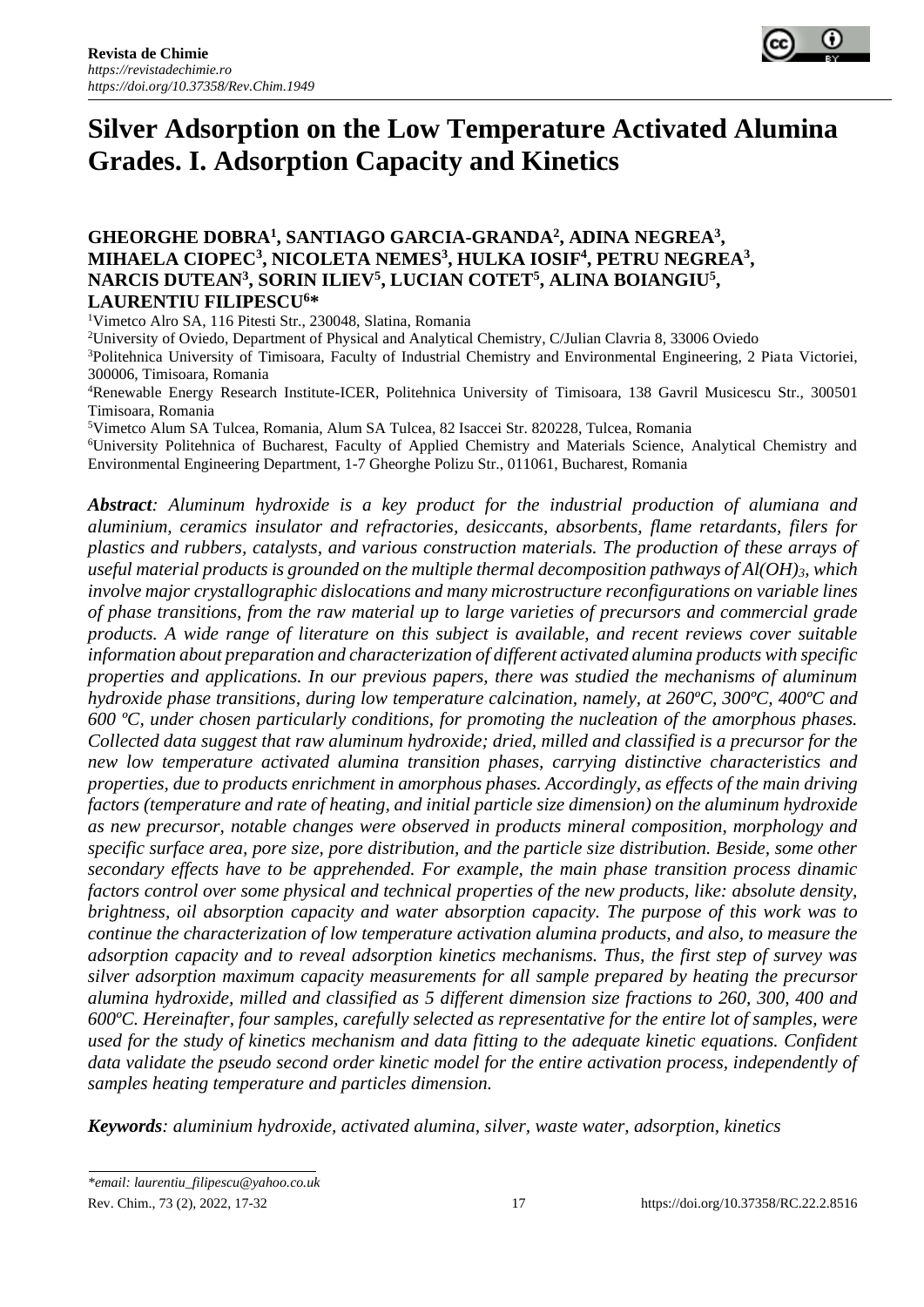**Revista de Chimie**
*https://revistadechimie.ro*
*https://doi.org/10.37358/Rev.Chim.1949*

# Silver Adsorption on the Low Temperature Activated Alumina Grades. I. Adsorption Capacity and Kinetics

**GHEORGHE DOBRA[1], SANTIAGO GARCIA-GRANDA[2], ADINA NEGREA[3], MIHAELA CIOPEC[3], NICOLETA NEMES[3], HULKA IOSIF[4], PETRU NEGREA[3], NARCIS DUTEAN[3], SORIN ILIEV[5], LUCIAN COTET[5], ALINA BOIANGIU[5], LAURENTIU FILIPESCU[6]***

[1]Vimetco Alro SA, 116 Pitesti Str., 230048, Slatina, Romania
[2]University of Oviedo, Department of Physical and Analytical Chemistry, C/Julian Clavria 8, 33006 Oviedo
[3]Politehnica University of Timisoara, Faculty of Industrial Chemistry and Environmental Engineering, 2 Piata Victoriei, 300006, Timisoara, Romania
[4]Renewable Energy Research Institute-ICER, Politehnica University of Timisoara, 138 Gavril Musicescu Str., 300501 Timisoara, Romania
[5]Vimetco Alum SA Tulcea, Romania, Alum SA Tulcea, 82 Isaccei Str. 820228, Tulcea, Romania
[6]University Politehnica of Bucharest, Faculty of Applied Chemistry and Materials Science, Analytical Chemistry and Environmental Engineering Department, 1-7 Gheorghe Polizu Str., 011061, Bucharest, Romania

***Abstract**: Aluminum hydroxide is a key product for the industrial production of alumiana and aluminium, ceramics insulator and refractories, desiccants, absorbents, flame retardants, filers for plastics and rubbers, catalysts, and various construction materials. The production of these arrays of useful material products is grounded on the multiple thermal decomposition pathways of $Al(OH)_3$, which involve major crystallographic dislocations and many microstructure reconfigurations on variable lines of phase transitions, from the raw material up to large varieties of precursors and commercial grade products. A wide range of literature on this subject is available, and recent reviews cover suitable information about preparation and characterization of different activated alumina products with specific properties and applications. In our previous papers, there was studied the mechanisms of aluminum hydroxide phase transitions, during low temperature calcination, namely, at 260ºC, 300ºC, 400ºC and 600 ºC, under chosen particularly conditions, for promoting the nucleation of the amorphous phases. Collected data suggest that raw aluminum hydroxide; dried, milled and classified is a precursor for the new low temperature activated alumina transition phases, carrying distinctive characteristics and properties, due to products enrichment in amorphous phases. Accordingly, as effects of the main driving factors (temperature and rate of heating, and initial particle size dimension) on the aluminum hydroxide as new precursor, notable changes were observed in products mineral composition, morphology and specific surface area, pore size, pore distribution, and the particle size distribution. Beside, some other secondary effects have to be apprehended. For example, the main phase transition process dinamic factors control over some physical and technical properties of the new products, like: absolute density, brightness, oil absorption capacity and water absorption capacity. The purpose of this work was to continue the characterization of low temperature activation alumina products, and also, to measure the adsorption capacity and to reveal adsorption kinetics mechanisms. Thus, the first step of survey was silver adsorption maximum capacity measurements for all sample prepared by heating the precursor alumina hydroxide, milled and classified as 5 different dimension size fractions to 260, 300, 400 and 600ºC. Hereinafter, four samples, carefully selected as representative for the entire lot of samples, were used for the study of kinetics mechanism and data fitting to the adequate kinetic equations. Confident data validate the pseudo second order kinetic model for the entire activation process, independently of samples heating temperature and particles dimension.*

***Keywords**: aluminium hydroxide, activated alumina, silver, waste water, adsorption, kinetics*

*\*email: laurentiu_filipescu@yahoo.co.uk*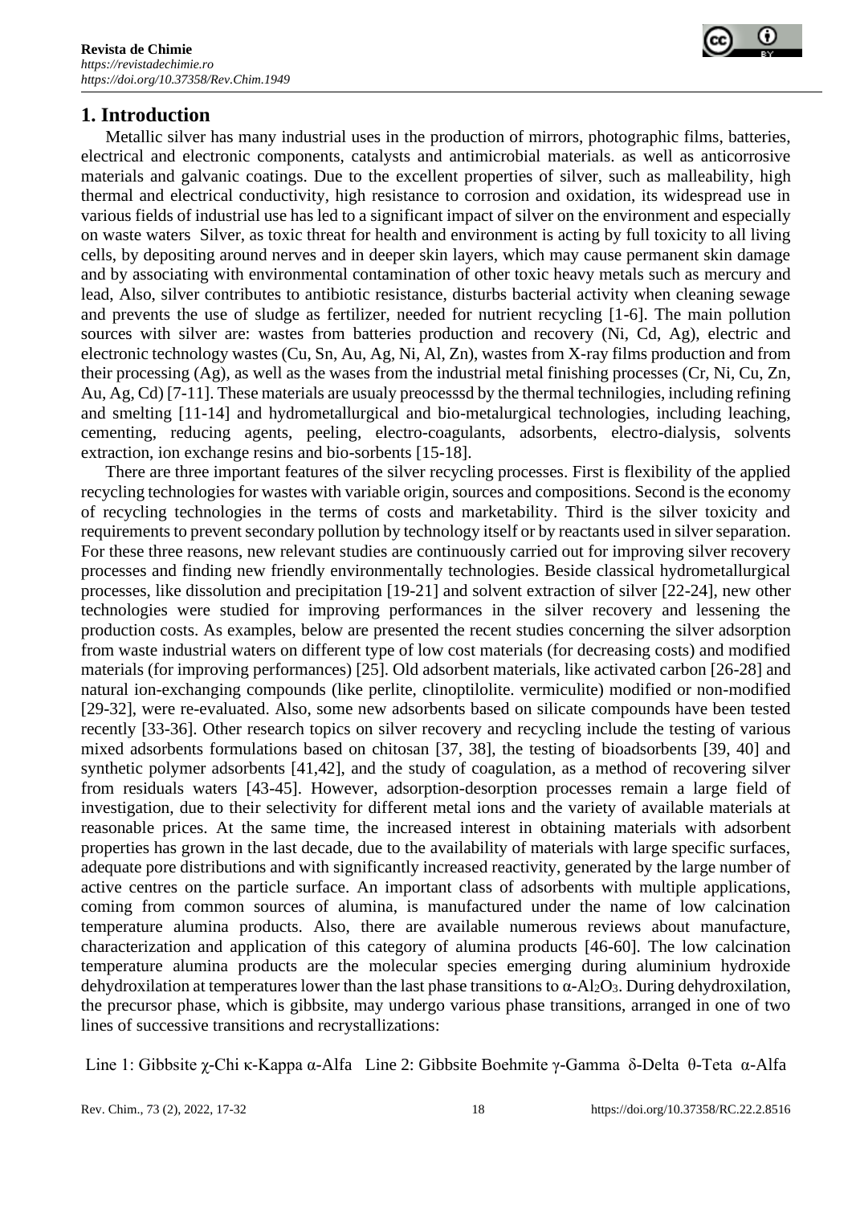## 1. Introduction

Metallic silver has many industrial uses in the production of mirrors, photographic films, batteries, electrical and electronic components, catalysts and antimicrobial materials. as well as anticorrosive materials and galvanic coatings. Due to the excellent properties of silver, such as malleability, high thermal and electrical conductivity, high resistance to corrosion and oxidation, its widespread use in various fields of industrial use has led to a significant impact of silver on the environment and especially on waste waters  Silver, as toxic threat for health and environment is acting by full toxicity to all living cells, by depositing around nerves and in deeper skin layers, which may cause permanent skin damage and by associating with environmental contamination of other toxic heavy metals such as mercury and lead, Also, silver contributes to antibiotic resistance, disturbs bacterial activity when cleaning sewage and prevents the use of sludge as fertilizer, needed for nutrient recycling [1-6]. The main pollution sources with silver are: wastes from batteries production and recovery (Ni, Cd, Ag), electric and electronic technology wastes (Cu, Sn, Au, Ag, Ni, Al, Zn), wastes from X-ray films production and from their processing (Ag), as well as the wases from the industrial metal finishing processes (Cr, Ni, Cu, Zn, Au, Ag, Cd) [7-11]. These materials are usualy preocesssd by the thermal technilogies, including refining and smelting [11-14] and hydrometallurgical and bio-metalurgical technologies, including leaching, cementing, reducing agents, peeling, electro-coagulants, adsorbents, electro-dialysis, solvents extraction, ion exchange resins and bio-sorbents [15-18].

There are three important features of the silver recycling processes. First is flexibility of the applied recycling technologies for wastes with variable origin, sources and compositions. Second is the economy of recycling technologies in the terms of costs and marketability. Third is the silver toxicity and requirements to prevent secondary pollution by technology itself or by reactants used in silver separation. For these three reasons, new relevant studies are continuously carried out for improving silver recovery processes and finding new friendly environmentally technologies. Beside classical hydrometallurgical processes, like dissolution and precipitation [19-21] and solvent extraction of silver [22-24], new other technologies were studied for improving performances in the silver recovery and lessening the production costs. As examples, below are presented the recent studies concerning the silver adsorption from waste industrial waters on different type of low cost materials (for decreasing costs) and modified materials (for improving performances) [25]. Old adsorbent materials, like activated carbon [26-28] and natural ion-exchanging compounds (like perlite, clinoptilolite. vermiculite) modified or non-modified [29-32], were re-evaluated. Also, some new adsorbents based on silicate compounds have been tested recently [33-36]. Other research topics on silver recovery and recycling include the testing of various mixed adsorbents formulations based on chitosan [37, 38], the testing of bioadsorbents [39, 40] and synthetic polymer adsorbents [41,42], and the study of coagulation, as a method of recovering silver from residuals waters [43-45]. However, adsorption-desorption processes remain a large field of investigation, due to their selectivity for different metal ions and the variety of available materials at reasonable prices. At the same time, the increased interest in obtaining materials with adsorbent properties has grown in the last decade, due to the availability of materials with large specific surfaces, adequate pore distributions and with significantly increased reactivity, generated by the large number of active centres on the particle surface. An important class of adsorbents with multiple applications, coming from common sources of alumina, is manufactured under the name of low calcination temperature alumina products. Also, there are available numerous reviews about manufacture, characterization and application of this category of alumina products [46-60]. The low calcination temperature alumina products are the molecular species emerging during aluminium hydroxide dehydroxilation at temperatures lower than the last phase transitions to $\alpha$-$Al_2O_3$. During dehydroxilation, the precursor phase, which is gibbsite, may undergo various phase transitions, arranged in one of two lines of successive transitions and recrystallizations:

Line 1: Gibbsite $\chi$-Chi $\kappa$-Kappa $\alpha$-Alfa   Line 2: Gibbsite Boehmite $\gamma$-Gamma  $\delta$-Delta  $\theta$-Teta  $\alpha$-Alfa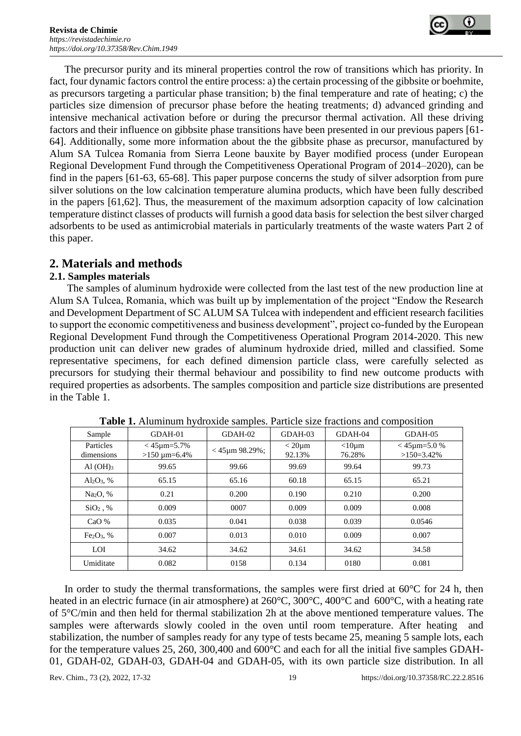The precursor purity and its mineral properties control the row of transitions which has priority. In fact, four dynamic factors control the entire process: a) the certain processing of the gibbsite or boehmite, as precursors targeting a particular phase transition; b) the final temperature and rate of heating; c) the particles size dimension of precursor phase before the heating treatments; d) advanced grinding and intensive mechanical activation before or during the precursor thermal activation. All these driving factors and their influence on gibbsite phase transitions have been presented in our previous papers [61-64]. Additionally, some more information about the the gibbsite phase as precursor, manufactured by Alum SA Tulcea Romania from Sierra Leone bauxite by Bayer modified process (under European Regional Development Fund through the Competitiveness Operational Program of 2014–2020), can be find in the papers [61-63, 65-68]. This paper purpose concerns the study of silver adsorption from pure silver solutions on the low calcination temperature alumina products, which have been fully described in the papers [61,62]. Thus, the measurement of the maximum adsorption capacity of low calcination temperature distinct classes of products will furnish a good data basis for selection the best silver charged adsorbents to be used as antimicrobial materials in particularly treatments of the waste waters Part 2 of this paper.

## 2. Materials and methods

### 2.1. Samples materials

The samples of aluminum hydroxide were collected from the last test of the new production line at Alum SA Tulcea, Romania, which was built up by implementation of the project "Endow the Research and Development Department of SC ALUM SA Tulcea with independent and efficient research facilities to support the economic competitiveness and business development", project co-funded by the European Regional Development Fund through the Competitiveness Operational Program 2014-2020. This new production unit can deliver new grades of aluminum hydroxide dried, milled and classified. Some representative specimens, for each defined dimension particle class, were carefully selected as precursors for studying their thermal behaviour and possibility to find new outcome products with required properties as adsorbents. The samples composition and particle size distributions are presented in the Table 1.

**Table 1.** Aluminum hydroxide samples. Particle size fractions and composition

| Sample | GDAH-01 | GDAH-02 | GDAH-03 | GDAH-04 | GDAH-05 |
|---|---|---|---|---|---|
| Particles dimensions | < 45μm=5.7% >150 μm=6.4% | < 45μm 98.29%; | < 20μm 92.13% | <10μm 76.28% | < 45μm=5.0 % >150=3.42% |
| $Al(OH)_3$ | 99.65 | 99.66 | 99.69 | 99.64 | 99.73 |
| $Al_2O_3$, % | 65.15 | 65.16 | 60.18 | 65.15 | 65.21 |
| $Na_2O$, % | 0.21 | 0.200 | 0.190 | 0.210 | 0.200 |
| $SiO_2$ , % | 0.009 | 0007 | 0.009 | 0.009 | 0.008 |
| CaO % | 0.035 | 0.041 | 0.038 | 0.039 | 0.0546 |
| $Fe_2O_3$, % | 0.007 | 0.013 | 0.010 | 0.009 | 0.007 |
| LOI | 34.62 | 34.62 | 34.61 | 34.62 | 34.58 |
| Umiditate | 0.082 | 0158 | 0.134 | 0180 | 0.081 |

In order to study the thermal transformations, the samples were first dried at 60°C for 24 h, then heated in an electric furnace (in air atmosphere) at 260°C, 300°C, 400°C and 600°C, with a heating rate of 5°C/min and then held for thermal stabilization 2h at the above mentioned temperature values. The samples were afterwards slowly cooled in the oven until room temperature. After heating and stabilization, the number of samples ready for any type of tests became 25, meaning 5 sample lots, each for the temperature values 25, 260, 300,400 and 600°C and each for all the initial five samples GDAH-01, GDAH-02, GDAH-03, GDAH-04 and GDAH-05, with its own particle size distribution. In all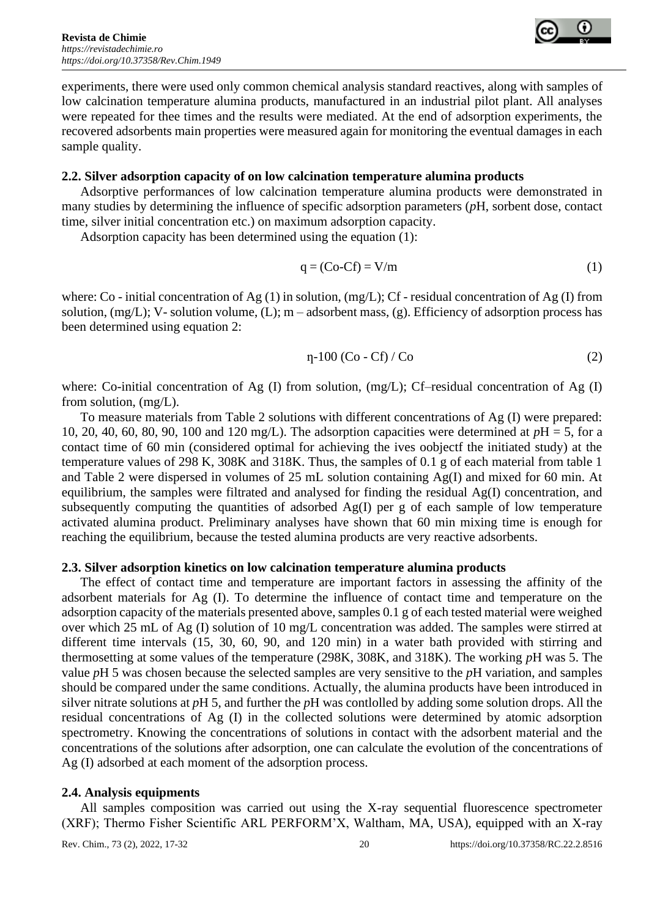experiments, there were used only common chemical analysis standard reactives, along with samples of low calcination temperature alumina products, manufactured in an industrial pilot plant. All analyses were repeated for thee times and the results were mediated. At the end of adsorption experiments, the recovered adsorbents main properties were measured again for monitoring the eventual damages in each sample quality.

### 2.2. Silver adsorption capacity of on low calcination temperature alumina products

Adsorptive performances of low calcination temperature alumina products were demonstrated in many studies by determining the influence of specific adsorption parameters (*p*H, sorbent dose, contact time, silver initial concentration etc.) on maximum adsorption capacity.

Adsorption capacity has been determined using the equation (1):

$$q = (Co\text{-}Cf) = V/m \tag{1}$$

where: Co - initial concentration of Ag (1) in solution, (mg/L); Cf - residual concentration of Ag (I) from solution, (mg/L); V- solution volume, (L); m – adsorbent mass, (g). Efficiency of adsorption process has been determined using equation 2:

$$\eta\text{-}100\ (Co - Cf)\ /\ Co \tag{2}$$

where: Co-initial concentration of Ag (I) from solution, (mg/L); Cf–residual concentration of Ag (I) from solution, (mg/L).

To measure materials from Table 2 solutions with different concentrations of Ag (I) were prepared: 10, 20, 40, 60, 80, 90, 100 and 120 mg/L). The adsorption capacities were determined at *p*H = 5, for a contact time of 60 min (considered optimal for achieving the ives oobjectf the initiated study) at the temperature values of 298 K, 308K and 318K. Thus, the samples of 0.1 g of each material from table 1 and Table 2 were dispersed in volumes of 25 mL solution containing Ag(I) and mixed for 60 min. At equilibrium, the samples were filtrated and analysed for finding the residual Ag(I) concentration, and subsequently computing the quantities of adsorbed Ag(I) per g of each sample of low temperature activated alumina product. Preliminary analyses have shown that 60 min mixing time is enough for reaching the equilibrium, because the tested alumina products are very reactive adsorbents.

### 2.3. Silver adsorption kinetics on low calcination temperature alumina products

The effect of contact time and temperature are important factors in assessing the affinity of the adsorbent materials for Ag (I). To determine the influence of contact time and temperature on the adsorption capacity of the materials presented above, samples 0.1 g of each tested material were weighed over which 25 mL of Ag (I) solution of 10 mg/L concentration was added. The samples were stirred at different time intervals (15, 30, 60, 90, and 120 min) in a water bath provided with stirring and thermosetting at some values of the temperature (298K, 308K, and 318K). The working *p*H was 5. The value *p*H 5 was chosen because the selected samples are very sensitive to the *p*H variation, and samples should be compared under the same conditions. Actually, the alumina products have been introduced in silver nitrate solutions at *p*H 5, and further the *p*H was contlolled by adding some solution drops. All the residual concentrations of Ag (I) in the collected solutions were determined by atomic adsorption spectrometry. Knowing the concentrations of solutions in contact with the adsorbent material and the concentrations of the solutions after adsorption, one can calculate the evolution of the concentrations of Ag (I) adsorbed at each moment of the adsorption process.

### 2.4. Analysis equipments

All samples composition was carried out using the X-ray sequential fluorescence spectrometer (XRF); Thermo Fisher Scientific ARL PERFORM'X, Waltham, MA, USA), equipped with an X-ray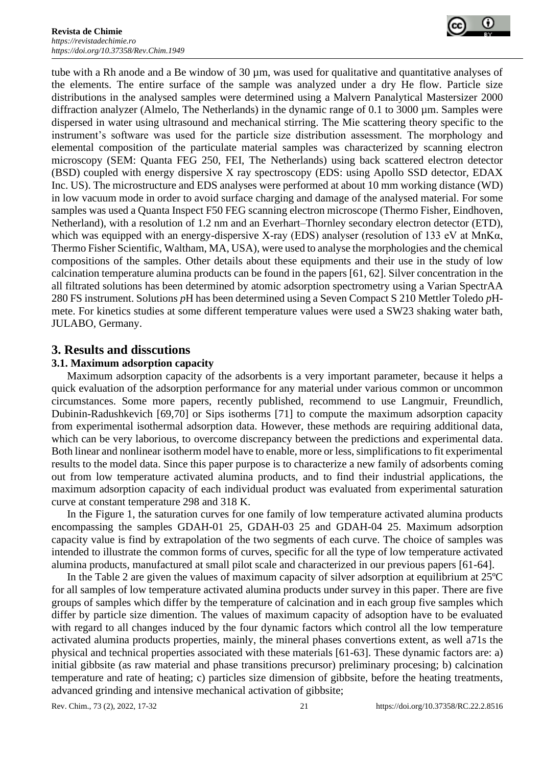tube with a Rh anode and a Be window of 30 µm, was used for qualitative and quantitative analyses of the elements. The entire surface of the sample was analyzed under a dry He flow. Particle size distributions in the analysed samples were determined using a Malvern Panalytical Mastersizer 2000 diffraction analyzer (Almelo, The Netherlands) in the dynamic range of 0.1 to 3000 µm. Samples were dispersed in water using ultrasound and mechanical stirring. The Mie scattering theory specific to the instrument's software was used for the particle size distribution assessment. The morphology and elemental composition of the particulate material samples was characterized by scanning electron microscopy (SEM: Quanta FEG 250, FEI, The Netherlands) using back scattered electron detector (BSD) coupled with energy dispersive X ray spectroscopy (EDS: using Apollo SSD detector, EDAX Inc. US). The microstructure and EDS analyses were performed at about 10 mm working distance (WD) in low vacuum mode in order to avoid surface charging and damage of the analysed material. For some samples was used a Quanta Inspect F50 FEG scanning electron microscope (Thermo Fisher, Eindhoven, Netherland), with a resolution of 1.2 nm and an Everhart–Thornley secondary electron detector (ETD), which was equipped with an energy-dispersive X-ray (EDS) analyser (resolution of 133 eV at MnKα, Thermo Fisher Scientific, Waltham, MA, USA), were used to analyse the morphologies and the chemical compositions of the samples. Other details about these equipments and their use in the study of low calcination temperature alumina products can be found in the papers [61, 62]. Silver concentration in the all filtrated solutions has been determined by atomic adsorption spectrometry using a Varian SpectrAA 280 FS instrument. Solutions *p*H has been determined using a Seven Compact S 210 Mettler Toledo *p*H-mete. For kinetics studies at some different temperature values were used a SW23 shaking water bath, JULABO, Germany.

## 3. Results and disscutions

### 3.1. Maximum adsorption capacity

Maximum adsorption capacity of the adsorbents is a very important parameter, because it helps a quick evaluation of the adsorption performance for any material under various common or uncommon circumstances. Some more papers, recently published, recommend to use Langmuir, Freundlich, Dubinin-Radushkevich [69,70] or Sips isotherms [71] to compute the maximum adsorption capacity from experimental isothermal adsorption data. However, these methods are requiring additional data, which can be very laborious, to overcome discrepancy between the predictions and experimental data. Both linear and nonlinear isotherm model have to enable, more or less, simplifications to fit experimental results to the model data. Since this paper purpose is to characterize a new family of adsorbents coming out from low temperature activated alumina products, and to find their industrial applications, the maximum adsorption capacity of each individual product was evaluated from experimental saturation curve at constant temperature 298 and 318 K.

In the Figure 1, the saturation curves for one family of low temperature activated alumina products encompassing the samples GDAH-01 25, GDAH-03 25 and GDAH-04 25. Maximum adsorption capacity value is find by extrapolation of the two segments of each curve. The choice of samples was intended to illustrate the common forms of curves, specific for all the type of low temperature activated alumina products, manufactured at small pilot scale and characterized in our previous papers [61-64].

In the Table 2 are given the values of maximum capacity of silver adsorption at equilibrium at 25ºC for all samples of low temperature activated alumina products under survey in this paper. There are five groups of samples which differ by the temperature of calcination and in each group five samples which differ by particle size dimention. The values of maximum capacity of adsoption have to be evaluated with regard to all changes induced by the four dynamic factors which control all the low temperature activated alumina products properties, mainly, the mineral phases convertions extent, as well a71s the physical and technical properties associated with these materials [61-63]. These dynamic factors are: a) initial gibbsite (as raw material and phase transitions precursor) preliminary procesing; b) calcination temperature and rate of heating; c) particles size dimension of gibbsite, before the heating treatments, advanced grinding and intensive mechanical activation of gibbsite;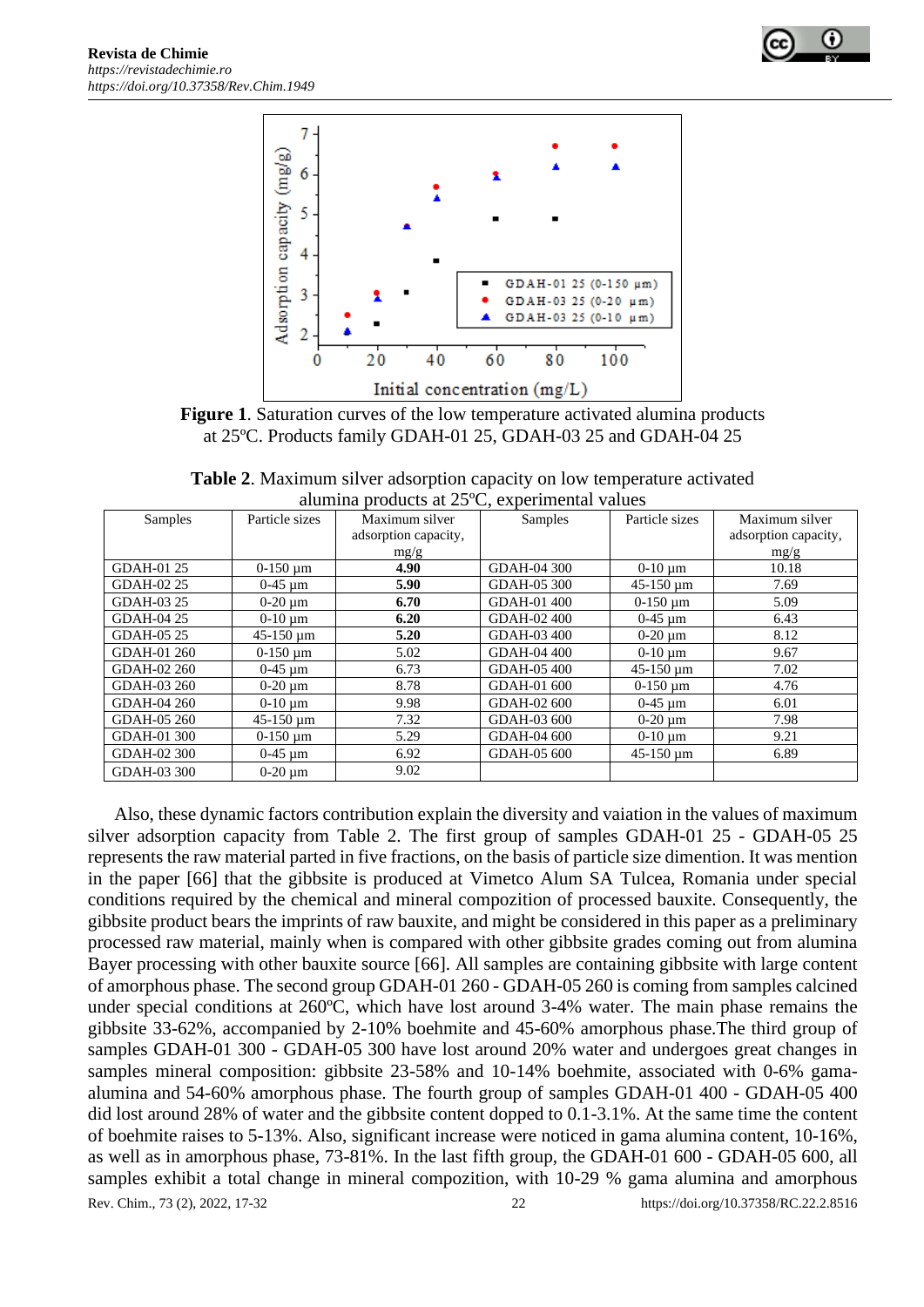**Figure 1**. Saturation curves of the low temperature activated alumina products at 25ºC. Products family GDAH-01 25, GDAH-03 25 and GDAH-04 25

**Table 2**. Maximum silver adsorption capacity on low temperature activated alumina products at 25ºC, experimental values

| Samples | Particle sizes | Maximum silver adsorption capacity, mg/g | Samples | Particle sizes | Maximum silver adsorption capacity, mg/g |
|---|---|---|---|---|---|
| GDAH-01 25 | 0-150 μm | **4.90** | GDAH-04 300 | 0-10 μm | 10.18 |
| GDAH-02 25 | 0-45 μm | **5.90** | GDAH-05 300 | 45-150 μm | 7.69 |
| GDAH-03 25 | 0-20 μm | **6.70** | GDAH-01 400 | 0-150 μm | 5.09 |
| GDAH-04 25 | 0-10 μm | **6.20** | GDAH-02 400 | 0-45 μm | 6.43 |
| GDAH-05 25 | 45-150 μm | **5.20** | GDAH-03 400 | 0-20 μm | 8.12 |
| GDAH-01 260 | 0-150 μm | 5.02 | GDAH-04 400 | 0-10 μm | 9.67 |
| GDAH-02 260 | 0-45 μm | 6.73 | GDAH-05 400 | 45-150 μm | 7.02 |
| GDAH-03 260 | 0-20 μm | 8.78 | GDAH-01 600 | 0-150 μm | 4.76 |
| GDAH-04 260 | 0-10 μm | 9.98 | GDAH-02 600 | 0-45 μm | 6.01 |
| GDAH-05 260 | 45-150 μm | 7.32 | GDAH-03 600 | 0-20 μm | 7.98 |
| GDAH-01 300 | 0-150 μm | 5.29 | GDAH-04 600 | 0-10 μm | 9.21 |
| GDAH-02 300 | 0-45 μm | 6.92 | GDAH-05 600 | 45-150 μm | 6.89 |
| GDAH-03 300 | 0-20 μm | 9.02 | | | |

Also, these dynamic factors contribution explain the diversity and vaiation in the values of maximum silver adsorption capacity from Table 2. The first group of samples GDAH-01 25 - GDAH-05 25 represents the raw material parted in five fractions, on the basis of particle size dimention. It was mention in the paper [66] that the gibbsite is produced at Vimetco Alum SA Tulcea, Romania under special conditions required by the chemical and mineral compozition of processed bauxite. Consequently, the gibbsite product bears the imprints of raw bauxite, and might be considered in this paper as a preliminary processed raw material, mainly when is compared with other gibbsite grades coming out from alumina Bayer processing with other bauxite source [66]. All samples are containing gibbsite with large content of amorphous phase. The second group GDAH-01 260 - GDAH-05 260 is coming from samples calcined under special conditions at 260ºC, which have lost around 3-4% water. The main phase remains the gibbsite 33-62%, accompanied by 2-10% boehmite and 45-60% amorphous phase.The third group of samples GDAH-01 300 - GDAH-05 300 have lost around 20% water and undergoes great changes in samples mineral composition: gibbsite 23-58% and 10-14% boehmite, associated with 0-6% gama-alumina and 54-60% amorphous phase. The fourth group of samples GDAH-01 400 - GDAH-05 400 did lost around 28% of water and the gibbsite content dopped to 0.1-3.1%. At the same time the content of boehmite raises to 5-13%. Also, significant increase were noticed in gama alumina content, 10-16%, as well as in amorphous phase, 73-81%. In the last fifth group, the GDAH-01 600 - GDAH-05 600, all samples exhibit a total change in mineral compozition, with 10-29 % gama alumina and amorphous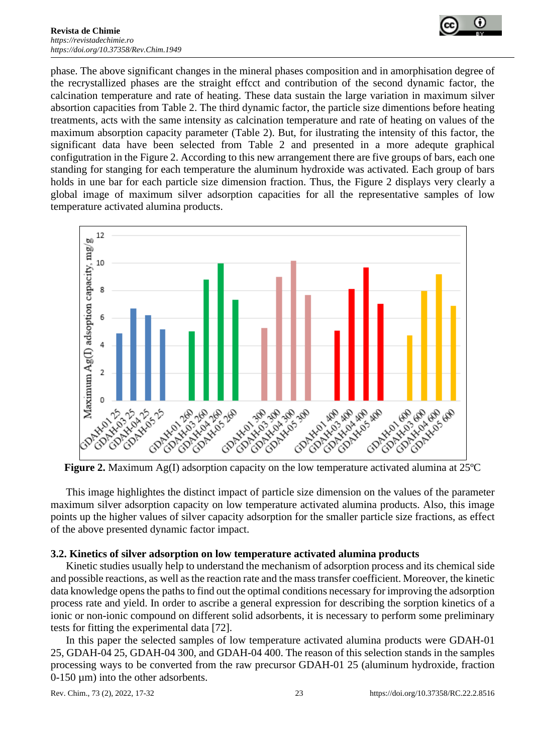phase. The above significant changes in the mineral phases composition and in amorphisation degree of the recrystallized phases are the straight effcct and contribution of the second dynamic factor, the calcination temperature and rate of heating. These data sustain the large variation in maximum silver absortion capacities from Table 2. The third dynamic factor, the particle size dimentions before heating treatments, acts with the same intensity as calcination temperature and rate of heating on values of the maximum absorption capacity parameter (Table 2). But, for ilustrating the intensity of this factor, the significant data have been selected from Table 2 and presented in a more adequte graphical configutration in the Figure 2. According to this new arrangement there are five groups of bars, each one standing for stanging for each temperature the aluminum hydroxide was activated. Each group of bars holds in une bar for each particle size dimension fraction. Thus, the Figure 2 displays very clearly a global image of maximum silver adsorption capacities for all the representative samples of low temperature activated alumina products.

**Figure 2.** Maximum Ag(I) adsorption capacity on the low temperature activated alumina at 25°C

This image highlightes the distinct impact of particle size dimension on the values of the parameter maximum silver adsorption capacity on low temperature activated alumina products. Also, this image points up the higher values of silver capacity adsorption for the smaller particle size fractions, as effect of the above presented dynamic factor impact.

### 3.2. Kinetics of silver adsorption on low temperature activated alumina products

Kinetic studies usually help to understand the mechanism of adsorption process and its chemical side and possible reactions, as well as the reaction rate and the mass transfer coefficient. Moreover, the kinetic data knowledge opens the paths to find out the optimal conditions necessary for improving the adsorption process rate and yield. In order to ascribe a general expression for describing the sorption kinetics of a ionic or non-ionic compound on different solid adsorbents, it is necessary to perform some preliminary tests for fitting the experimental data [72].

In this paper the selected samples of low temperature activated alumina products were GDAH-01 25, GDAH-04 25, GDAH-04 300, and GDAH-04 400. The reason of this selection stands in the samples processing ways to be converted from the raw precursor GDAH-01 25 (aluminum hydroxide, fraction 0-150 µm) into the other adsorbents.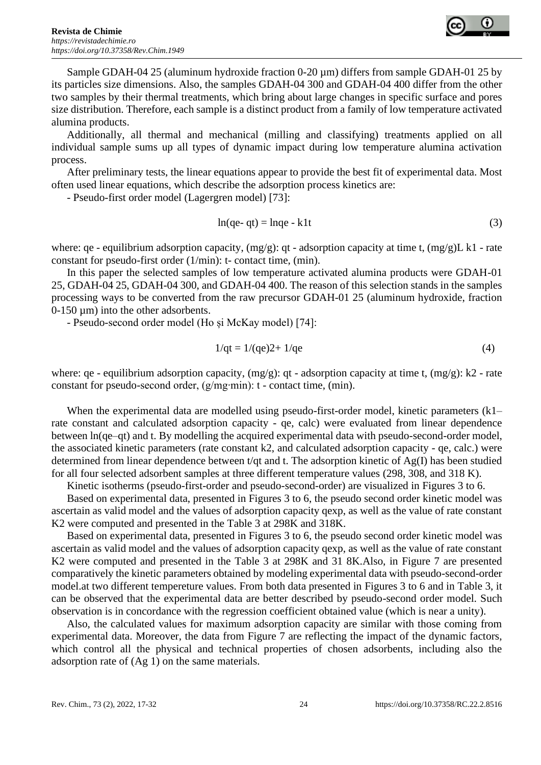Sample GDAH-04 25 (aluminum hydroxide fraction 0-20 µm) differs from sample GDAH-01 25 by its particles size dimensions. Also, the samples GDAH-04 300 and GDAH-04 400 differ from the other two samples by their thermal treatments, which bring about large changes in specific surface and pores size distribution. Therefore, each sample is a distinct product from a family of low temperature activated alumina products.

Additionally, all thermal and mechanical (milling and classifying) treatments applied on all individual sample sums up all types of dynamic impact during low temperature alumina activation process.

After preliminary tests, the linear equations appear to provide the best fit of experimental data. Most often used linear equations, which describe the adsorption process kinetics are:

- Pseudo-first order model (Lagergren model) [73]:

$$\ln(qe- qt) = \ln qe - k1t \tag{3}$$

where: qe - equilibrium adsorption capacity, (mg/g): qt - adsorption capacity at time t, (mg/g)L k1 - rate constant for pseudo-first order (1/min): t- contact time, (min).

In this paper the selected samples of low temperature activated alumina products were GDAH-01 25, GDAH-04 25, GDAH-04 300, and GDAH-04 400. The reason of this selection stands in the samples processing ways to be converted from the raw precursor GDAH-01 25 (aluminum hydroxide, fraction 0-150 µm) into the other adsorbents.

- Pseudo-second order model (Ho și McKay model) [74]:

$$1/qt = 1/(qe)2+ 1/qe \tag{4}$$

where: qe - equilibrium adsorption capacity, (mg/g): qt - adsorption capacity at time t, (mg/g): k2 - rate constant for pseudo-second order, (g/mg·min): t - contact time, (min).

When the experimental data are modelled using pseudo-first-order model, kinetic parameters (k1– rate constant and calculated adsorption capacity - qe, calc) were evaluated from linear dependence between ln(qe–qt) and t. By modelling the acquired experimental data with pseudo-second-order model, the associated kinetic parameters (rate constant k2, and calculated adsorption capacity - qe, calc.) were determined from linear dependence between t/qt and t. The adsorption kinetic of Ag(I) has been studied for all four selected adsorbent samples at three different temperature values (298, 308, and 318 K).

Kinetic isotherms (pseudo-first-order and pseudo-second-order) are visualized in Figures 3 to 6.

Based on experimental data, presented in Figures 3 to 6, the pseudo second order kinetic model was ascertain as valid model and the values of adsorption capacity qexp, as well as the value of rate constant K2 were computed and presented in the Table 3 at 298K and 318K.

Based on experimental data, presented in Figures 3 to 6, the pseudo second order kinetic model was ascertain as valid model and the values of adsorption capacity qexp, as well as the value of rate constant K2 were computed and presented in the Table 3 at 298K and 31 8K.Also, in Figure 7 are presented comparatively the kinetic parameters obtained by modeling experimental data with pseudo-second-order model.at two different tempereture values. From both data presented in Figures 3 to 6 and in Table 3, it can be observed that the experimental data are better described by pseudo-second order model. Such observation is in concordance with the regression coefficient obtained value (which is near a unity).

Also, the calculated values for maximum adsorption capacity are similar with those coming from experimental data. Moreover, the data from Figure 7 are reflecting the impact of the dynamic factors, which control all the physical and technical properties of chosen adsorbents, including also the adsorption rate of (Ag 1) on the same materials.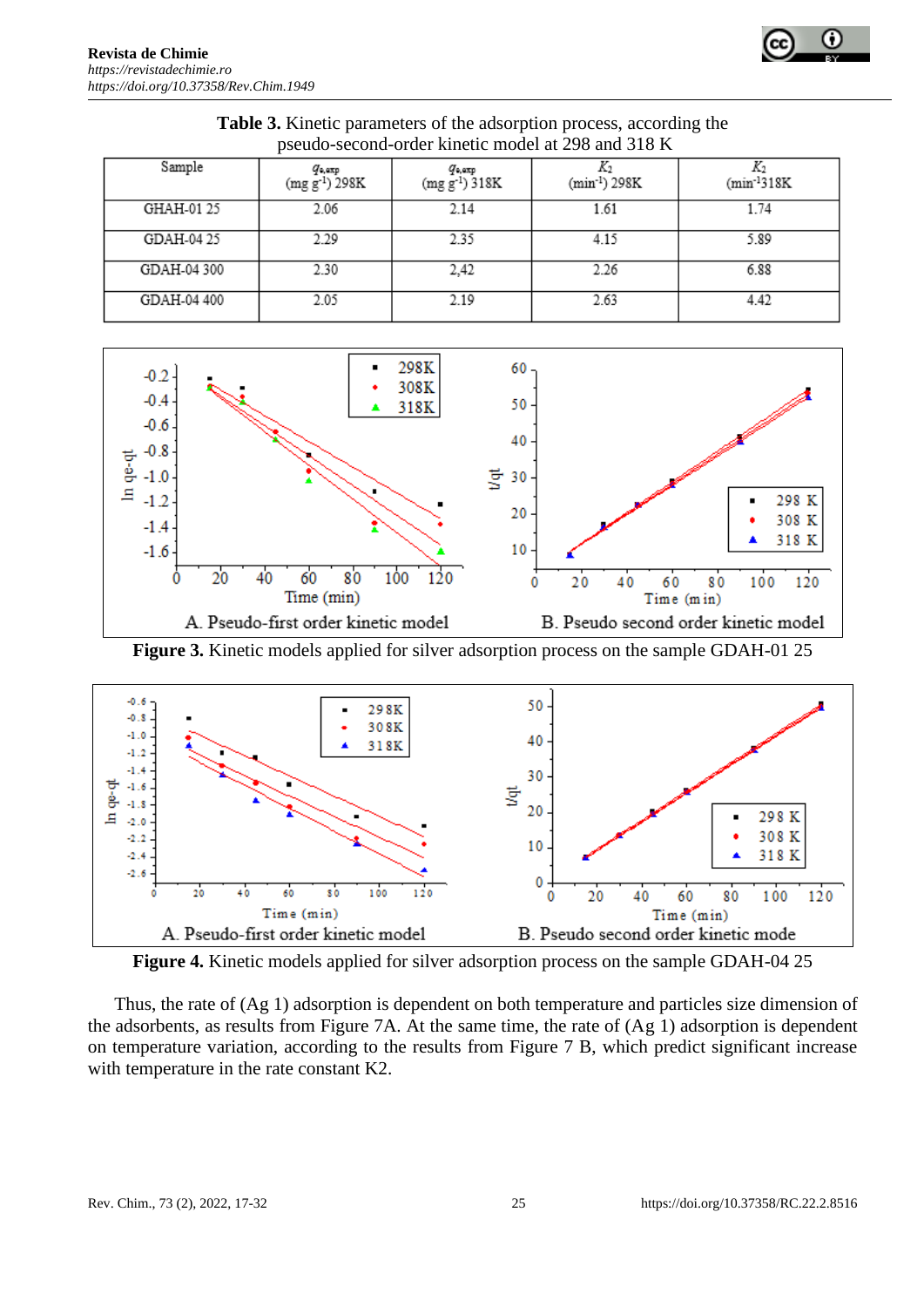**Table 3.** Kinetic parameters of the adsorption process, according the pseudo-second-order kinetic model at 298 and 318 K

| Sample | $q_{e,exp}$ (mg g$^{-1}$) 298K | $q_{e,exp}$ (mg g$^{-1}$) 318K | $K_2$ (min$^{-1}$) 298K | $K_2$ (min$^{-1}$318K |
|---|---|---|---|---|
| GHAH-01 25 | 2.06 | 2.14 | 1.61 | 1.74 |
| GDAH-04 25 | 2.29 | 2.35 | 4.15 | 5.89 |
| GDAH-04 300 | 2.30 | 2,42 | 2.26 | 6.88 |
| GDAH-04 400 | 2.05 | 2.19 | 2.63 | 4.42 |

A. Pseudo-first order kinetic model    B. Pseudo second order kinetic model

**Figure 3.** Kinetic models applied for silver adsorption process on the sample GDAH-01 25

A. Pseudo-first order kinetic model    B. Pseudo second order kinetic mode

**Figure 4.** Kinetic models applied for silver adsorption process on the sample GDAH-04 25

Thus, the rate of (Ag 1) adsorption is dependent on both temperature and particles size dimension of the adsorbents, as results from Figure 7A. At the same time, the rate of (Ag 1) adsorption is dependent on temperature variation, according to the results from Figure 7 B, which predict significant increase with temperature in the rate constant K2.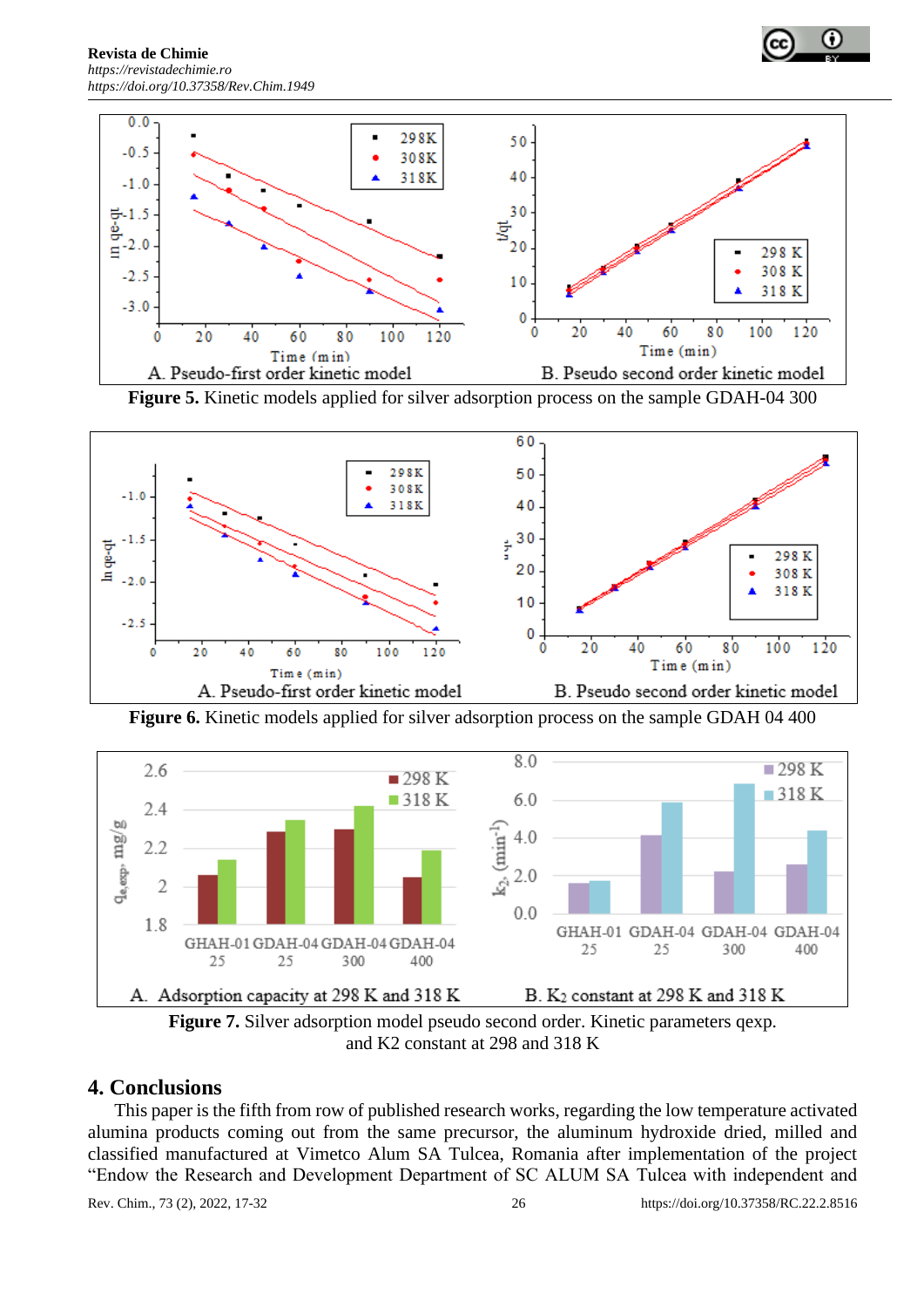**Figure 5.** Kinetic models applied for silver adsorption process on the sample GDAH-04 300

**Figure 6.** Kinetic models applied for silver adsorption process on the sample GDAH 04 400

**Figure 7.** Silver adsorption model pseudo second order. Kinetic parameters qexp. and K2 constant at 298 and 318 K

## 4. Conclusions

This paper is the fifth from row of published research works, regarding the low temperature activated alumina products coming out from the same precursor, the aluminum hydroxide dried, milled and classified manufactured at Vimetco Alum SA Tulcea, Romania after implementation of the project "Endow the Research and Development Department of SC ALUM SA Tulcea with independent and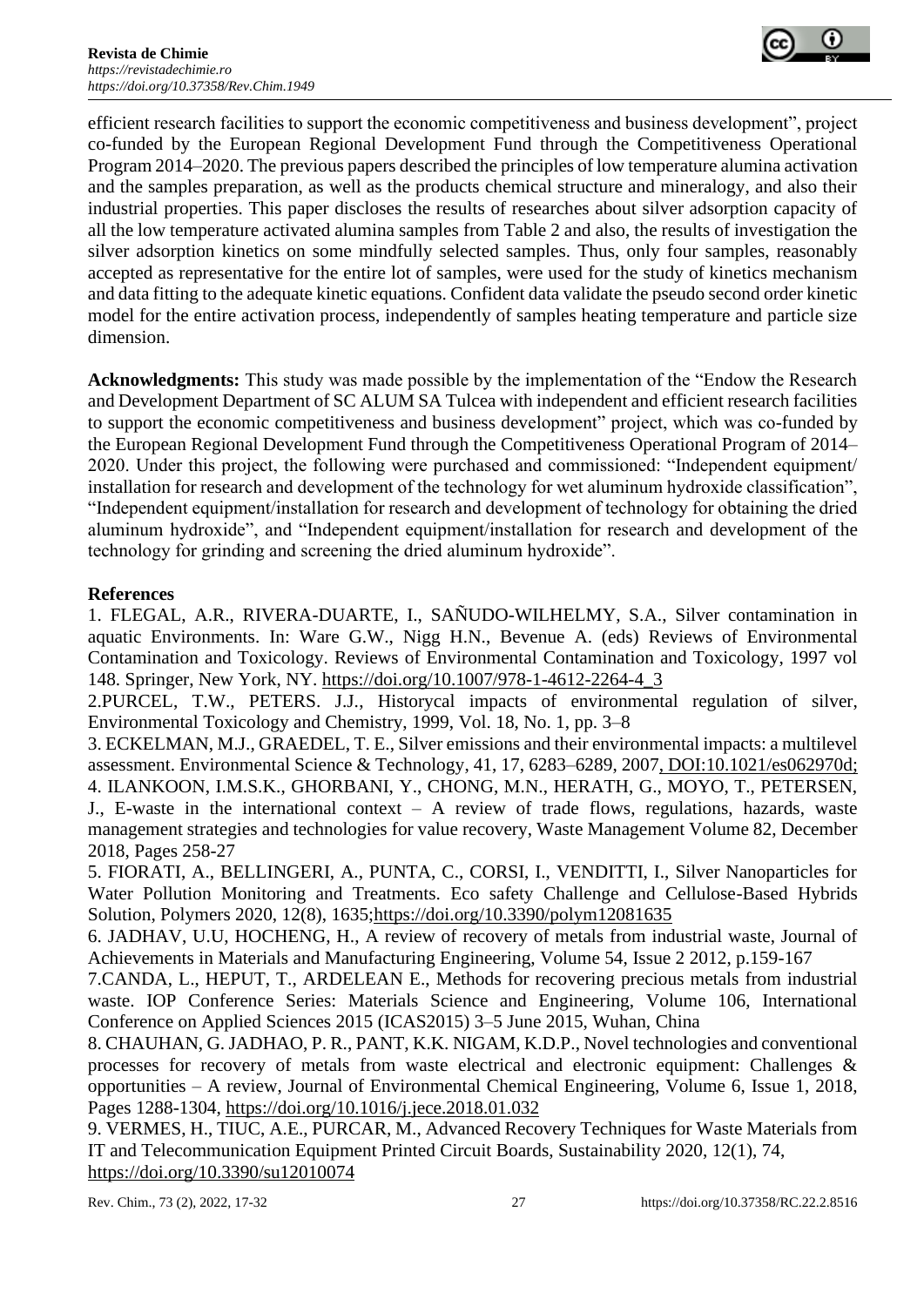efficient research facilities to support the economic competitiveness and business development", project co-funded by the European Regional Development Fund through the Competitiveness Operational Program 2014–2020. The previous papers described the principles of low temperature alumina activation and the samples preparation, as well as the products chemical structure and mineralogy, and also their industrial properties. This paper discloses the results of researches about silver adsorption capacity of all the low temperature activated alumina samples from Table 2 and also, the results of investigation the silver adsorption kinetics on some mindfully selected samples. Thus, only four samples, reasonably accepted as representative for the entire lot of samples, were used for the study of kinetics mechanism and data fitting to the adequate kinetic equations. Confident data validate the pseudo second order kinetic model for the entire activation process, independently of samples heating temperature and particle size dimension.

**Acknowledgments:** This study was made possible by the implementation of the "Endow the Research and Development Department of SC ALUM SA Tulcea with independent and efficient research facilities to support the economic competitiveness and business development" project, which was co-funded by the European Regional Development Fund through the Competitiveness Operational Program of 2014–2020. Under this project, the following were purchased and commissioned: "Independent equipment/ installation for research and development of the technology for wet aluminum hydroxide classification", "Independent equipment/installation for research and development of technology for obtaining the dried aluminum hydroxide", and "Independent equipment/installation for research and development of the technology for grinding and screening the dried aluminum hydroxide".

## References

1. FLEGAL, A.R., RIVERA-DUARTE, I., SAÑUDO-WILHELMY, S.A., Silver contamination in aquatic Environments. In: Ware G.W., Nigg H.N., Bevenue A. (eds) Reviews of Environmental Contamination and Toxicology. Reviews of Environmental Contamination and Toxicology, 1997 vol 148. Springer, New York, NY. https://doi.org/10.1007/978-1-4612-2264-4_3

2.PURCEL, T.W., PETERS. J.J., Historycal impacts of environmental regulation of silver, Environmental Toxicology and Chemistry, 1999, Vol. 18, No. 1, pp. 3–8

3. ECKELMAN, M.J., GRAEDEL, T. E., Silver emissions and their environmental impacts: a multilevel assessment. Environmental Science & Technology, 41, 17, 6283–6289, 2007, DOI:10.1021/es062970d;

4. ILANKOON, I.M.S.K., GHORBANI, Y., CHONG, M.N., HERATH, G., MOYO, T., PETERSEN, J., E-waste in the international context – A review of trade flows, regulations, hazards, waste management strategies and technologies for value recovery, Waste Management Volume 82, December 2018, Pages 258-27

5. FIORATI, A., BELLINGERI, A., PUNTA, C., CORSI, I., VENDITTI, I., Silver Nanoparticles for Water Pollution Monitoring and Treatments. Eco safety Challenge and Cellulose-Based Hybrids Solution, Polymers 2020, 12(8), 1635;https://doi.org/10.3390/polym12081635

6. JADHAV, U.U, HOCHENG, H., A review of recovery of metals from industrial waste, Journal of Achievements in Materials and Manufacturing Engineering, Volume 54, Issue 2 2012, p.159-167

7.CANDA, L., HEPUT, T., ARDELEAN E., Methods for recovering precious metals from industrial waste. IOP Conference Series: Materials Science and Engineering, Volume 106, International Conference on Applied Sciences 2015 (ICAS2015) 3–5 June 2015, Wuhan, China

8. CHAUHAN, G. JADHAO, P. R., PANT, K.K. NIGAM, K.D.P., Novel technologies and conventional processes for recovery of metals from waste electrical and electronic equipment: Challenges & opportunities – A review, Journal of Environmental Chemical Engineering, Volume 6, Issue 1, 2018, Pages 1288-1304, https://doi.org/10.1016/j.jece.2018.01.032

9. VERMES, H., TIUC, A.E., PURCAR, M., Advanced Recovery Techniques for Waste Materials from IT and Telecommunication Equipment Printed Circuit Boards, Sustainability 2020, 12(1), 74, https://doi.org/10.3390/su12010074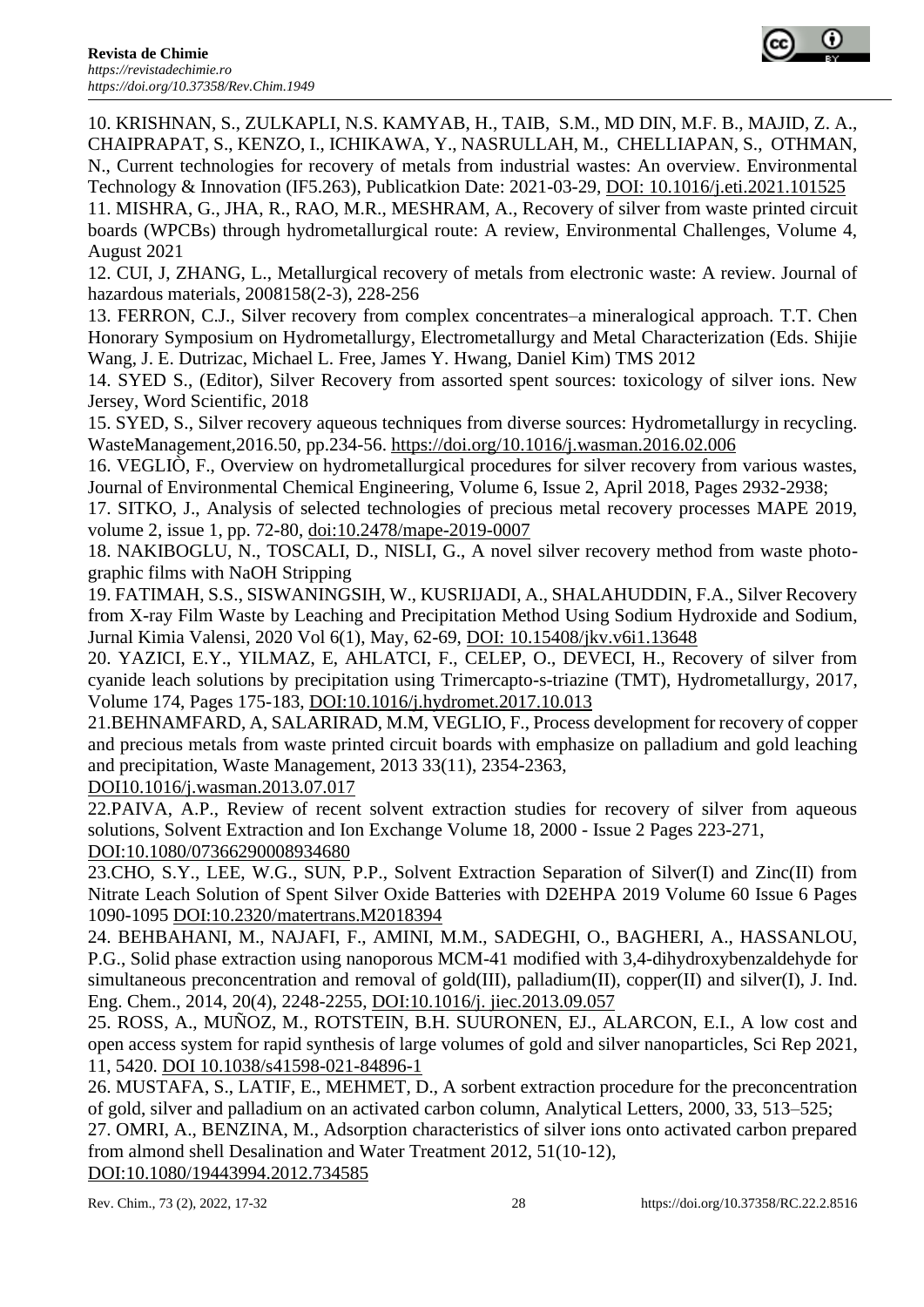10. KRISHNAN, S., ZULKAPLI, N.S. KAMYAB, H., TAIB, S.M., MD DIN, M.F. B., MAJID, Z. A., CHAIPRAPAT, S., KENZO, I., ICHIKAWA, Y., NASRULLAH, M., CHELLIAPAN, S., OTHMAN, N., Current technologies for recovery of metals from industrial wastes: An overview. Environmental Technology & Innovation (IF5.263), Publicatkion Date: 2021-03-29, DOI: 10.1016/j.eti.2021.101525

11. MISHRA, G., JHA, R., RAO, M.R., MESHRAM, A., Recovery of silver from waste printed circuit boards (WPCBs) through hydrometallurgical route: A review, Environmental Challenges, Volume 4, August 2021

12. CUI, J, ZHANG, L., Metallurgical recovery of metals from electronic waste: A review. Journal of hazardous materials, 2008158(2-3), 228-256

13. FERRON, C.J., Silver recovery from complex concentrates–a mineralogical approach. T.T. Chen Honorary Symposium on Hydrometallurgy, Electrometallurgy and Metal Characterization (Eds. Shijie Wang, J. E. Dutrizac, Michael L. Free, James Y. Hwang, Daniel Kim) TMS 2012

14. SYED S., (Editor), Silver Recovery from assorted spent sources: toxicology of silver ions. New Jersey, Word Scientific, 2018

15. SYED, S., Silver recovery aqueous techniques from diverse sources: Hydrometallurgy in recycling. WasteManagement,2016.50, pp.234-56. https://doi.org/10.1016/j.wasman.2016.02.006

16. VEGLIÒ, F., Overview on hydrometallurgical procedures for silver recovery from various wastes, Journal of Environmental Chemical Engineering, Volume 6, Issue 2, April 2018, Pages 2932-2938;

17. SITKO, J., Analysis of selected technologies of precious metal recovery processes MAPE 2019, volume 2, issue 1, pp. 72-80, doi:10.2478/mape-2019-0007

18. NAKIBOGLU, N., TOSCALI, D., NISLI, G., A novel silver recovery method from waste photographic films with NaOH Stripping

19. FATIMAH, S.S., SISWANINGSIH, W., KUSRIJADI, A., SHALAHUDDIN, F.A., Silver Recovery from X-ray Film Waste by Leaching and Precipitation Method Using Sodium Hydroxide and Sodium, Jurnal Kimia Valensi, 2020 Vol 6(1), May, 62-69, DOI: 10.15408/jkv.v6i1.13648

20. YAZICI, E.Y., YILMAZ, E, AHLATCI, F., CELEP, O., DEVECI, H., Recovery of silver from cyanide leach solutions by precipitation using Trimercapto-s-triazine (TMT), Hydrometallurgy, 2017, Volume 174, Pages 175-183, DOI:10.1016/j.hydromet.2017.10.013

21.BEHNAMFARD, A, SALARIRAD, M.M, VEGLIO, F., Process development for recovery of copper and precious metals from waste printed circuit boards with emphasize on palladium and gold leaching and precipitation, Waste Management, 2013 33(11), 2354-2363, DOI10.1016/j.wasman.2013.07.017

22.PAIVA, A.P., Review of recent solvent extraction studies for recovery of silver from aqueous solutions, Solvent Extraction and Ion Exchange Volume 18, 2000 - Issue 2 Pages 223-271, DOI:10.1080/07366290008934680

23.CHO, S.Y., LEE, W.G., SUN, P.P., Solvent Extraction Separation of Silver(I) and Zinc(II) from Nitrate Leach Solution of Spent Silver Oxide Batteries with D2EHPA 2019 Volume 60 Issue 6 Pages 1090-1095 DOI:10.2320/matertrans.M2018394

24. BEHBAHANI, M., NAJAFI, F., AMINI, M.M., SADEGHI, O., BAGHERI, A., HASSANLOU, P.G., Solid phase extraction using nanoporous MCM-41 modified with 3,4-dihydroxybenzaldehyde for simultaneous preconcentration and removal of gold(III), palladium(II), copper(II) and silver(I), J. Ind. Eng. Chem., 2014, 20(4), 2248-2255, DOI:10.1016/j. jiec.2013.09.057

25. ROSS, A., MUÑOZ, M., ROTSTEIN, B.H. SUURONEN, EJ., ALARCON, E.I., A low cost and open access system for rapid synthesis of large volumes of gold and silver nanoparticles, Sci Rep 2021, 11, 5420. DOI 10.1038/s41598-021-84896-1

26. MUSTAFA, S., LATIF, E., MEHMET, D., A sorbent extraction procedure for the preconcentration of gold, silver and palladium on an activated carbon column, Analytical Letters, 2000, 33, 513–525;

27. OMRI, A., BENZINA, M., Adsorption characteristics of silver ions onto activated carbon prepared from almond shell Desalination and Water Treatment 2012, 51(10-12), DOI:10.1080/19443994.2012.734585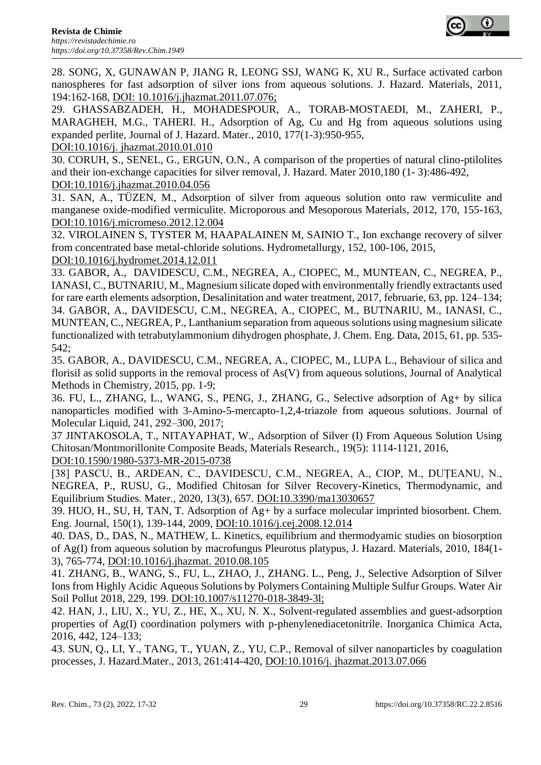28. SONG, X, GUNAWAN P, JIANG R, LEONG SSJ, WANG K, XU R., Surface activated carbon nanospheres for fast adsorption of silver ions from aqueous solutions. J. Hazard. Materials, 2011, 194:162-168, DOI: 10.1016/j.jhazmat.2011.07.076;

29. GHASSABZADEH, H., MOHADESPOUR, A., TORAB-MOSTAEDI, M., ZAHERI, P., MARAGHEH, M.G., TAHERI. H., Adsorption of Ag, Cu and Hg from aqueous solutions using expanded perlite, Journal of J. Hazard. Mater., 2010, 177(1-3):950-955, DOI:10.1016/j. jhazmat.2010.01.010

30. CORUH, S., SENEL, G., ERGUN, O.N., A comparison of the properties of natural clino-ptilolites and their ion-exchange capacities for silver removal, J. Hazard. Mater 2010,180 (1- 3):486-492, DOI:10.1016/j.jhazmat.2010.04.056

31. SAN, A., TÜZEN, M., Adsorption of silver from aqueous solution onto raw vermiculite and manganese oxide-modified vermiculite. Microporous and Mesoporous Materials, 2012, 170, 155-163, DOI:10.1016/j.micromeso.2012.12.004

32. VIROLAINEN S, TYSTER M, HAAPALAINEN M, SAINIO T., Ion exchange recovery of silver from concentrated base metal-chloride solutions. Hydrometallurgy, 152, 100-106, 2015, DOI:10.1016/j.hydromet.2014.12.011

33. GABOR, A., DAVIDESCU, C.M., NEGREA, A., CIOPEC, M., MUNTEAN, C., NEGREA, P., IANASI, C., BUTNARIU, M., Magnesium silicate doped with environmentally friendly extractants used for rare earth elements adsorption, Desalinitation and water treatment, 2017, februarie, 63, pp. 124–134;

34. GABOR, A., DAVIDESCU, C.M., NEGREA, A., CIOPEC, M., BUTNARIU, M., IANASI, C., MUNTEAN, C., NEGREA, P., Lanthanium separation from aqueous solutions using magnesium silicate functionalized with tetrabutylammonium dihydrogen phosphate, J. Chem. Eng. Data, 2015, 61, pp. 535-542;

35. GABOR, A., DAVIDESCU, C.M., NEGREA, A., CIOPEC, M., LUPA L., Behaviour of silica and florisil as solid supports in the removal process of As(V) from aqueous solutions, Journal of Analytical Methods in Chemistry, 2015, pp. 1-9;

36. FU, L., ZHANG, L., WANG, S., PENG, J., ZHANG, G., Selective adsorption of Ag+ by silica nanoparticles modified with 3-Amino-5-mercapto-1,2,4-triazole from aqueous solutions. Journal of Molecular Liquid, 241, 292–300, 2017;

37 JINTAKOSOLA, T., NITAYAPHAT, W., Adsorption of Silver (I) From Aqueous Solution Using Chitosan/Montmorillonite Composite Beads, Materials Research., 19(5): 1114-1121, 2016, DOI:10.1590/1980-5373-MR-2015-0738

[38] PASCU, B., ARDEAN, C., DAVIDESCU, C.M., NEGREA, A., CIOP, M., DUȚEANU, N., NEGREA, P., RUSU, G., Modified Chitosan for Silver Recovery-Kinetics, Thermodynamic, and Equilibrium Studies. Mater., 2020, 13(3), 657. DOI:10.3390/ma13030657

39. HUO, H., SU, H, TAN, T. Adsorption of Ag+ by a surface molecular imprinted biosorbent. Chem. Eng. Journal, 150(1), 139-144, 2009, DOI:10.1016/j.cej.2008.12.014

40. DAS, D., DAS, N., MATHEW, L. Kinetics, equilibrium and thermodyamic studies on biosorption of Ag(I) from aqueous solution by macrofungus Pleurotus platypus, J. Hazard. Materials, 2010, 184(1-3), 765-774, DOI:10.1016/j.jhazmat. 2010.08.105

41. ZHANG, B., WANG, S., FU, L., ZHAO, J., ZHANG. L., Peng, J., Selective Adsorption of Silver Ions from Highly Acidic Aqueous Solutions by Polymers Containing Multiple Sulfur Groups. Water Air Soil Pollut 2018, 229, 199. DOI:10.1007/s11270-018-3849-3l;

42. HAN, J., LIU, X., YU, Z., HE, X., XU, N. X., Solvent-regulated assemblies and guest-adsorption properties of Ag(I) coordination polymers with p-phenylenediacetonitrile. Inorganica Chimica Acta, 2016, 442, 124–133;

43. SUN, Q., LI, Y., TANG, T., YUAN, Z., YU, C.P., Removal of silver nanoparticles by coagulation processes, J. Hazard.Mater., 2013, 261:414-420, DOI:10.1016/j. jhazmat.2013.07.066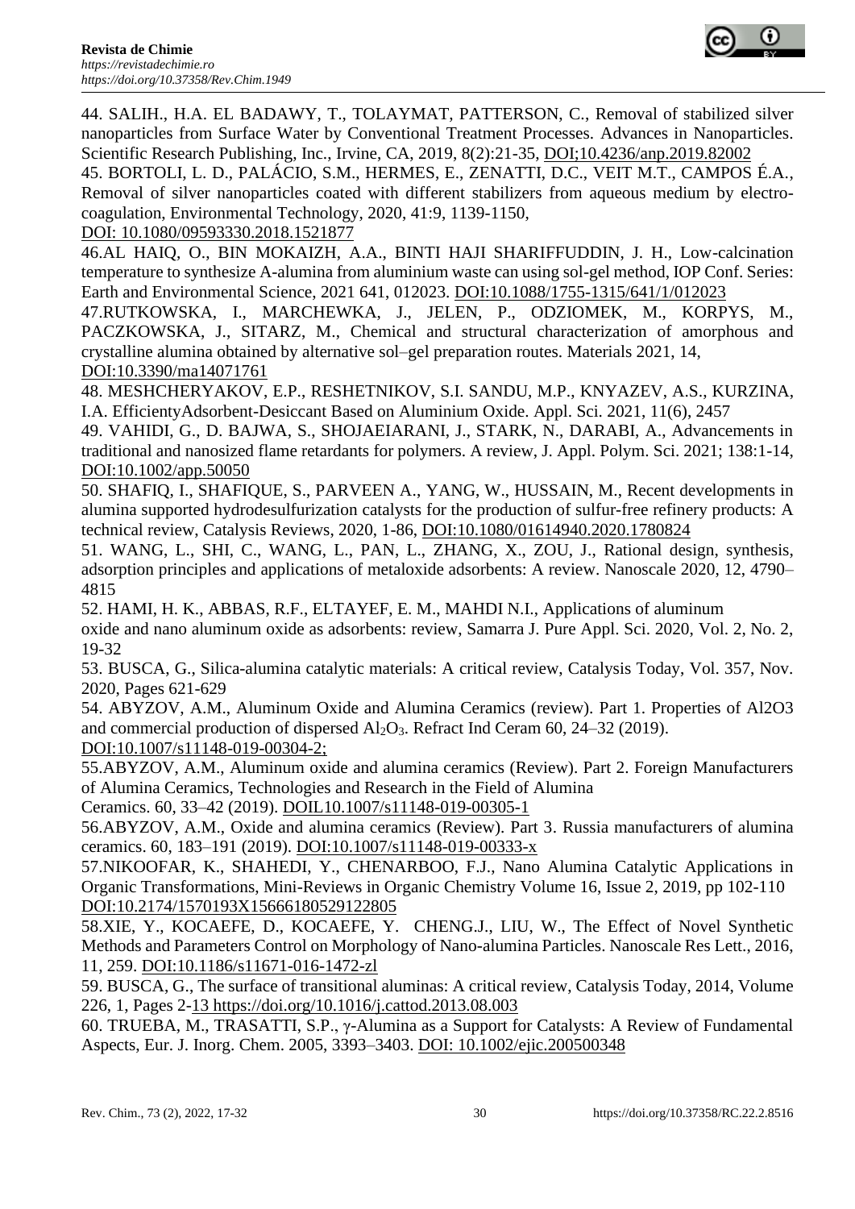44. SALIH., H.A. EL BADAWY, T., TOLAYMAT, PATTERSON, C., Removal of stabilized silver nanoparticles from Surface Water by Conventional Treatment Processes. Advances in Nanoparticles. Scientific Research Publishing, Inc., Irvine, CA, 2019, 8(2):21-35, DOI;10.4236/anp.2019.82002

45. BORTOLI, L. D., PALÁCIO, S.M., HERMES, E., ZENATTI, D.C., VEIT M.T., CAMPOS É.A., Removal of silver nanoparticles coated with different stabilizers from aqueous medium by electro-coagulation, Environmental Technology, 2020, 41:9, 1139-1150, DOI: 10.1080/09593330.2018.1521877

46.AL HAIQ, O., BIN MOKAIZH, A.A., BINTI HAJI SHARIFFUDDIN, J. H., Low-calcination temperature to synthesize A-alumina from aluminium waste can using sol-gel method, IOP Conf. Series: Earth and Environmental Science, 2021 641, 012023. DOI:10.1088/1755-1315/641/1/012023

47.RUTKOWSKA, I., MARCHEWKA, J., JELEN, P., ODZIOMEK, M., KORPYS, M., PACZKOWSKA, J., SITARZ, M., Chemical and structural characterization of amorphous and crystalline alumina obtained by alternative sol–gel preparation routes. Materials 2021, 14, DOI:10.3390/ma14071761

48. MESHCHERYAKOV, E.P., RESHETNIKOV, S.I. SANDU, M.P., KNYAZEV, A.S., KURZINA, I.A. EfficientyAdsorbent-Desiccant Based on Aluminium Oxide. Appl. Sci. 2021, 11(6), 2457

49. VAHIDI, G., D. BAJWA, S., SHOJAEIARANI, J., STARK, N., DARABI, A., Advancements in traditional and nanosized flame retardants for polymers. A review, J. Appl. Polym. Sci. 2021; 138:1-14, DOI:10.1002/app.50050

50. SHAFIQ, I., SHAFIQUE, S., PARVEEN A., YANG, W., HUSSAIN, M., Recent developments in alumina supported hydrodesulfurization catalysts for the production of sulfur-free refinery products: A technical review, Catalysis Reviews, 2020, 1-86, DOI:10.1080/01614940.2020.1780824

51. WANG, L., SHI, C., WANG, L., PAN, L., ZHANG, X., ZOU, J., Rational design, synthesis, adsorption principles and applications of metaloxide adsorbents: A review. Nanoscale 2020, 12, 4790–4815

52. HAMI, H. K., ABBAS, R.F., ELTAYEF, E. M., MAHDI N.I., Applications of aluminum oxide and nano aluminum oxide as adsorbents: review, Samarra J. Pure Appl. Sci. 2020, Vol. 2, No. 2, 19-32

53. BUSCA, G., Silica-alumina catalytic materials: A critical review, Catalysis Today, Vol. 357, Nov. 2020, Pages 621-629

54. ABYZOV, A.M., Aluminum Oxide and Alumina Ceramics (review). Part 1. Properties of Al2O3 and commercial production of dispersed $Al_2O_3$. Refract Ind Ceram 60, 24–32 (2019). DOI:10.1007/s11148-019-00304-2;

55.ABYZOV, A.M., Aluminum oxide and alumina ceramics (Review). Part 2. Foreign Manufacturers of Alumina Ceramics, Technologies and Research in the Field of Alumina Ceramics. 60, 33–42 (2019). DOIL10.1007/s11148-019-00305-1

56.ABYZOV, A.M., Oxide and alumina ceramics (Review). Part 3. Russia manufacturers of alumina ceramics. 60, 183–191 (2019). DOI:10.1007/s11148-019-00333-x

57.NIKOOFAR, K., SHAHEDI, Y., CHENARBOO, F.J., Nano Alumina Catalytic Applications in Organic Transformations, Mini-Reviews in Organic Chemistry Volume 16, Issue 2, 2019, pp 102-110 DOI:10.2174/1570193X15666180529122805

58.XIE, Y., KOCAEFE, D., KOCAEFE, Y. CHENG.J., LIU, W., The Effect of Novel Synthetic Methods and Parameters Control on Morphology of Nano-alumina Particles. Nanoscale Res Lett., 2016, 11, 259. DOI:10.1186/s11671-016-1472-zl

59. BUSCA, G., The surface of transitional aluminas: A critical review, Catalysis Today, 2014, Volume 226, 1, Pages 2-13 https://doi.org/10.1016/j.cattod.2013.08.003

60. TRUEBA, M., TRASATTI, S.P., γ-Alumina as a Support for Catalysts: A Review of Fundamental Aspects, Eur. J. Inorg. Chem. 2005, 3393–3403. DOI: 10.1002/ejic.200500348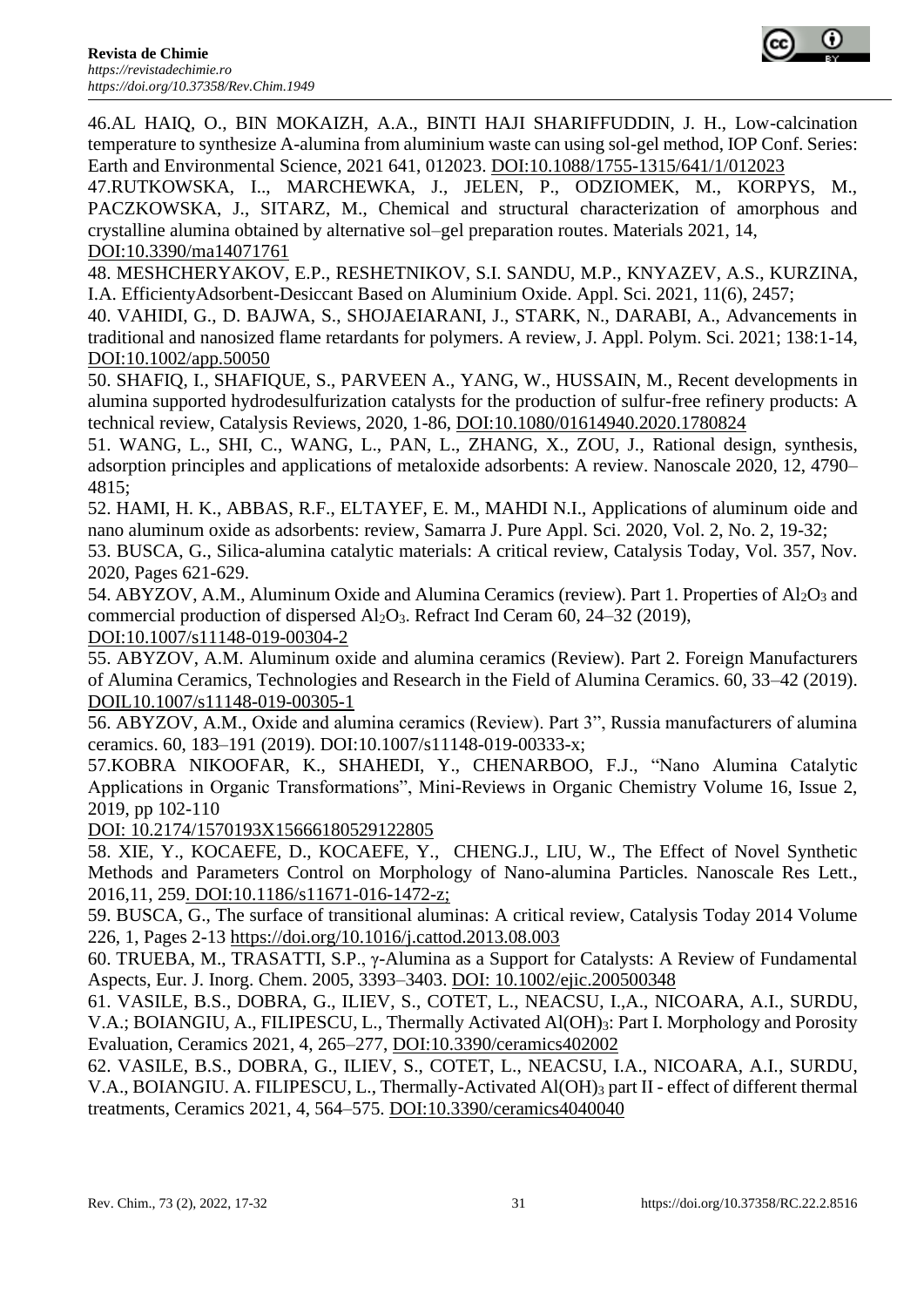46.AL HAIQ, O., BIN MOKAIZH, A.A., BINTI HAJI SHARIFFUDDIN, J. H., Low-calcination temperature to synthesize A-alumina from aluminium waste can using sol-gel method, IOP Conf. Series: Earth and Environmental Science, 2021 641, 012023. DOI:10.1088/1755-1315/641/1/012023

47.RUTKOWSKA, I.., MARCHEWKA, J., JELEN, P., ODZIOMEK, M., KORPYS, M., PACZKOWSKA, J., SITARZ, M., Chemical and structural characterization of amorphous and crystalline alumina obtained by alternative sol–gel preparation routes. Materials 2021, 14, DOI:10.3390/ma14071761

48. MESHCHERYAKOV, E.P., RESHETNIKOV, S.I. SANDU, M.P., KNYAZEV, A.S., KURZINA, I.A. EfficientyAdsorbent-Desiccant Based on Aluminium Oxide. Appl. Sci. 2021, 11(6), 2457;

40. VAHIDI, G., D. BAJWA, S., SHOJAEIARANI, J., STARK, N., DARABI, A., Advancements in traditional and nanosized flame retardants for polymers. A review, J. Appl. Polym. Sci. 2021; 138:1-14, DOI:10.1002/app.50050

50. SHAFIQ, I., SHAFIQUE, S., PARVEEN A., YANG, W., HUSSAIN, M., Recent developments in alumina supported hydrodesulfurization catalysts for the production of sulfur-free refinery products: A technical review, Catalysis Reviews, 2020, 1-86, DOI:10.1080/01614940.2020.1780824

51. WANG, L., SHI, C., WANG, L., PAN, L., ZHANG, X., ZOU, J., Rational design, synthesis, adsorption principles and applications of metaloxide adsorbents: A review. Nanoscale 2020, 12, 4790–4815;

52. HAMI, H. K., ABBAS, R.F., ELTAYEF, E. M., MAHDI N.I., Applications of aluminum oide and nano aluminum oxide as adsorbents: review, Samarra J. Pure Appl. Sci. 2020, Vol. 2, No. 2, 19-32;

53. BUSCA, G., Silica-alumina catalytic materials: A critical review, Catalysis Today, Vol. 357, Nov. 2020, Pages 621-629.

54. ABYZOV, A.M., Aluminum Oxide and Alumina Ceramics (review). Part 1. Properties of $Al_2O_3$ and commercial production of dispersed $Al_2O_3$. Refract Ind Ceram 60, 24–32 (2019), DOI:10.1007/s11148-019-00304-2

55. ABYZOV, A.M. Aluminum oxide and alumina ceramics (Review). Part 2. Foreign Manufacturers of Alumina Ceramics, Technologies and Research in the Field of Alumina Ceramics. 60, 33–42 (2019). DOIL10.1007/s11148-019-00305-1

56. ABYZOV, A.M., Oxide and alumina ceramics (Review). Part 3", Russia manufacturers of alumina ceramics. 60, 183–191 (2019). DOI:10.1007/s11148-019-00333-x;

57.KOBRA NIKOOFAR, K., SHAHEDI, Y., CHENARBOO, F.J., "Nano Alumina Catalytic Applications in Organic Transformations", Mini-Reviews in Organic Chemistry Volume 16, Issue 2, 2019, pp 102-110 DOI: 10.2174/1570193X15666180529122805

58. XIE, Y., KOCAEFE, D., KOCAEFE, Y., CHENG.J., LIU, W., The Effect of Novel Synthetic Methods and Parameters Control on Morphology of Nano-alumina Particles. Nanoscale Res Lett., 2016,11, 259. DOI:10.1186/s11671-016-1472-z;

59. BUSCA, G., The surface of transitional aluminas: A critical review, Catalysis Today 2014 Volume 226, 1, Pages 2-13 https://doi.org/10.1016/j.cattod.2013.08.003

60. TRUEBA, M., TRASATTI, S.P., γ-Alumina as a Support for Catalysts: A Review of Fundamental Aspects, Eur. J. Inorg. Chem. 2005, 3393–3403. DOI: 10.1002/ejic.200500348

61. VASILE, B.S., DOBRA, G., ILIEV, S., COTET, L., NEACSU, I.,A., NICOARA, A.I., SURDU, V.A.; BOIANGIU, A., FILIPESCU, L., Thermally Activated $Al(OH)_3$: Part I. Morphology and Porosity Evaluation, Ceramics 2021, 4, 265–277, DOI:10.3390/ceramics402002

62. VASILE, B.S., DOBRA, G., ILIEV, S., COTET, L., NEACSU, I.A., NICOARA, A.I., SURDU, V.A., BOIANGIU. A. FILIPESCU, L., Thermally-Activated $Al(OH)_3$ part II - effect of different thermal treatments, Ceramics 2021, 4, 564–575. DOI:10.3390/ceramics4040040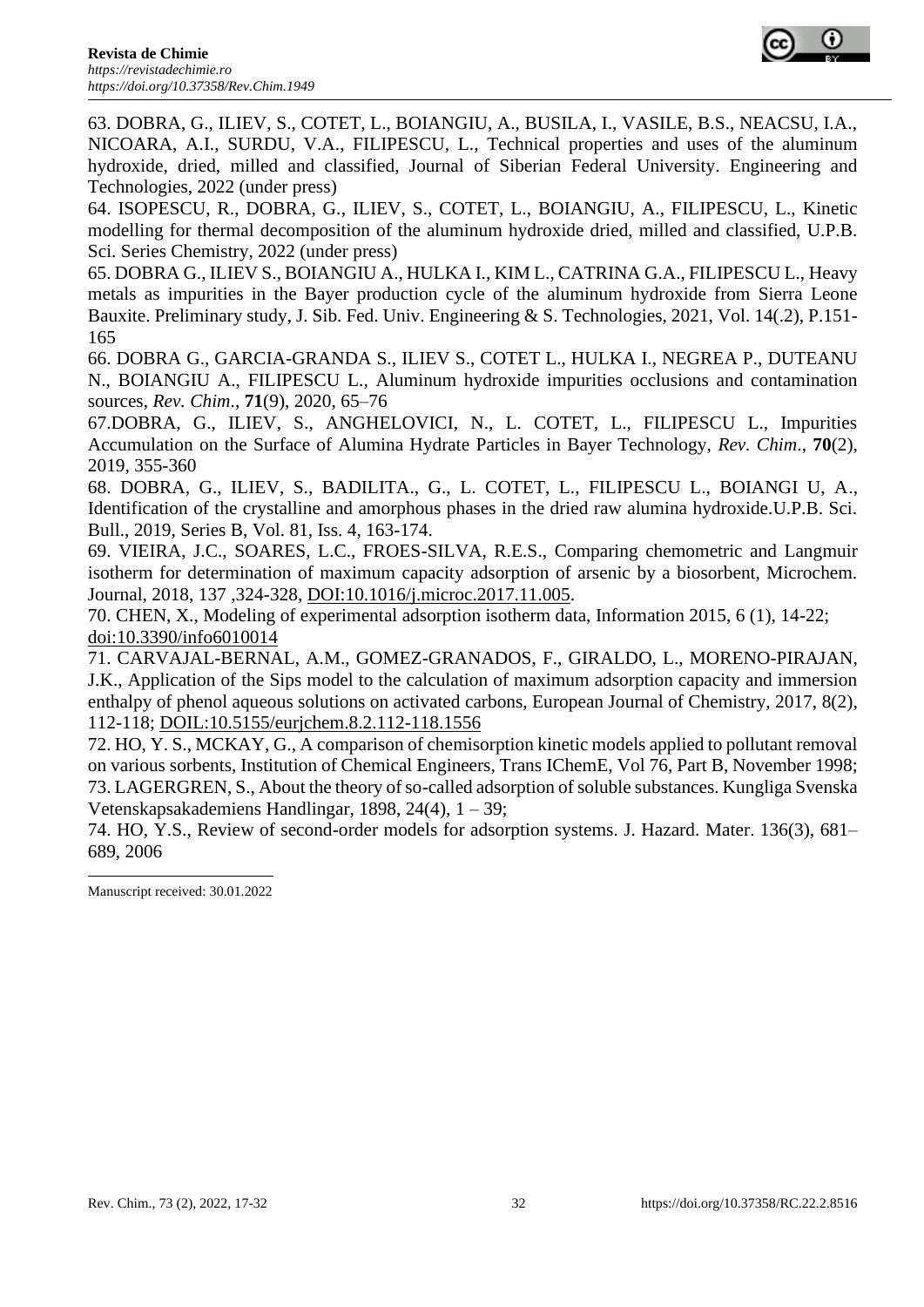63. DOBRA, G., ILIEV, S., COTET, L., BOIANGIU, A., BUSILA, I., VASILE, B.S., NEACSU, I.A., NICOARA, A.I., SURDU, V.A., FILIPESCU, L., Technical properties and uses of the aluminum hydroxide, dried, milled and classified, Journal of Siberian Federal University. Engineering and Technologies, 2022 (under press)

64. ISOPESCU, R., DOBRA, G., ILIEV, S., COTET, L., BOIANGIU, A., FILIPESCU, L., Kinetic modelling for thermal decomposition of the aluminum hydroxide dried, milled and classified, U.P.B. Sci. Series Chemistry, 2022 (under press)

65. DOBRA G., ILIEV S., BOIANGIU A., HULKA I., KIM L., CATRINA G.A., FILIPESCU L., Heavy metals as impurities in the Bayer production cycle of the aluminum hydroxide from Sierra Leone Bauxite. Preliminary study, J. Sib. Fed. Univ. Engineering & S. Technologies, 2021, Vol. 14(.2), P.151-165

66. DOBRA G., GARCIA-GRANDA S., ILIEV S., COTET L., HULKA I., NEGREA P., DUTEANU N., BOIANGIU A., FILIPESCU L., Aluminum hydroxide impurities occlusions and contamination sources, *Rev. Chim*., **71**(9), 2020, 65–76

67.DOBRA, G., ILIEV, S., ANGHELOVICI, N., L. COTET, L., FILIPESCU L., Impurities Accumulation on the Surface of Alumina Hydrate Particles in Bayer Technology, *Rev. Chim*., **70**(2), 2019, 355-360

68. DOBRA, G., ILIEV, S., BADILITA., G., L. COTET, L., FILIPESCU L., BOIANGI U, A., Identification of the crystalline and amorphous phases in the dried raw alumina hydroxide.U.P.B. Sci. Bull., 2019, Series B, Vol. 81, Iss. 4, 163-174.

69. VIEIRA, J.C., SOARES, L.C., FROES-SILVA, R.E.S., Comparing chemometric and Langmuir isotherm for determination of maximum capacity adsorption of arsenic by a biosorbent, Microchem. Journal, 2018, 137 ,324-328, DOI:10.1016/j.microc.2017.11.005.

70. CHEN, X., Modeling of experimental adsorption isotherm data, Information 2015, 6 (1), 14-22; doi:10.3390/info6010014

71. CARVAJAL-BERNAL, A.M., GOMEZ-GRANADOS, F., GIRALDO, L., MORENO-PIRAJAN, J.K., Application of the Sips model to the calculation of maximum adsorption capacity and immersion enthalpy of phenol aqueous solutions on activated carbons, European Journal of Chemistry, 2017, 8(2), 112-118; DOIL:10.5155/eurjchem.8.2.112-118.1556

72. HO, Y. S., MCKAY, G., A comparison of chemisorption kinetic models applied to pollutant removal on various sorbents, Institution of Chemical Engineers, Trans IChemE, Vol 76, Part B, November 1998;

73. LAGERGREN, S., About the theory of so-called adsorption of soluble substances. Kungliga Svenska Vetenskapsakademiens Handlingar, 1898, 24(4), 1 – 39;

74. HO, Y.S., Review of second-order models for adsorption systems. J. Hazard. Mater. 136(3), 681–689, 2006

Manuscript received: 30.01.2022